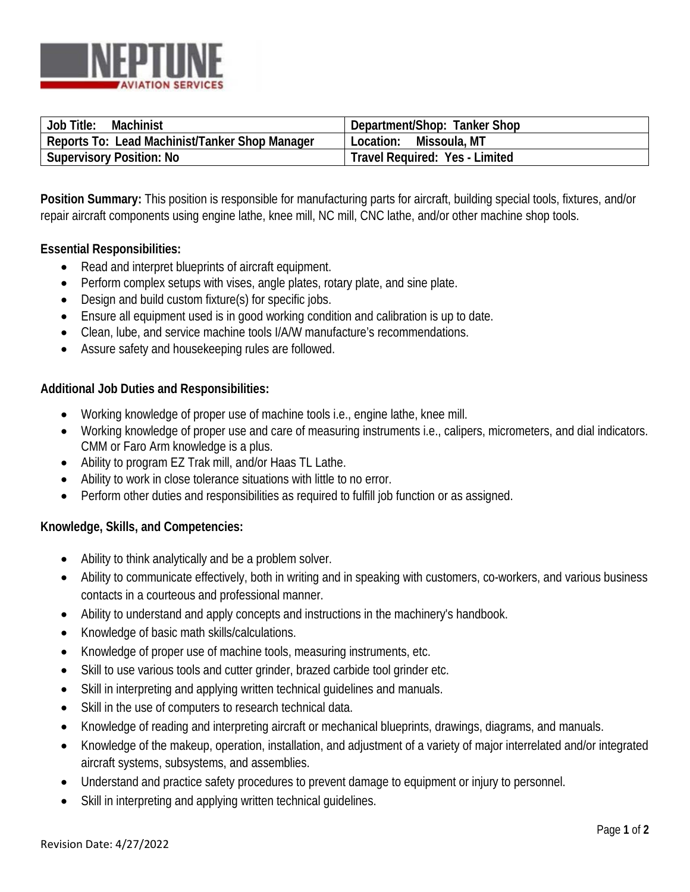NEPTUNE AVIATION SERVICES

| Job Title: Machinist | Department/Shop: Tanker Shop |
| --- | --- |
| Reports To: Lead Machinist/Tanker Shop Manager | Location: Missoula, MT |
| Supervisory Position: No | Travel Required: Yes - Limited |

**Position Summary:** This position is responsible for manufacturing parts for aircraft, building special tools, fixtures, and/or repair aircraft components using engine lathe, knee mill, NC mill, CNC lathe, and/or other machine shop tools.

**Essential Responsibilities:**

- Read and interpret blueprints of aircraft equipment.
- Perform complex setups with vises, angle plates, rotary plate, and sine plate.
- Design and build custom fixture(s) for specific jobs.
- Ensure all equipment used is in good working condition and calibration is up to date.
- Clean, lube, and service machine tools I/A/W manufacture's recommendations.
- Assure safety and housekeeping rules are followed.

**Additional Job Duties and Responsibilities:**

- Working knowledge of proper use of machine tools i.e., engine lathe, knee mill.
- Working knowledge of proper use and care of measuring instruments i.e., calipers, micrometers, and dial indicators. CMM or Faro Arm knowledge is a plus.
- Ability to program EZ Trak mill, and/or Haas TL Lathe.
- Ability to work in close tolerance situations with little to no error.
- Perform other duties and responsibilities as required to fulfill job function or as assigned.

**Knowledge, Skills, and Competencies:**

- Ability to think analytically and be a problem solver.
- Ability to communicate effectively, both in writing and in speaking with customers, co-workers, and various business contacts in a courteous and professional manner.
- Ability to understand and apply concepts and instructions in the machinery's handbook.
- Knowledge of basic math skills/calculations.
- Knowledge of proper use of machine tools, measuring instruments, etc.
- Skill to use various tools and cutter grinder, brazed carbide tool grinder etc.
- Skill in interpreting and applying written technical guidelines and manuals.
- Skill in the use of computers to research technical data.
- Knowledge of reading and interpreting aircraft or mechanical blueprints, drawings, diagrams, and manuals.
- Knowledge of the makeup, operation, installation, and adjustment of a variety of major interrelated and/or integrated aircraft systems, subsystems, and assemblies.
- Understand and practice safety procedures to prevent damage to equipment or injury to personnel.
- Skill in interpreting and applying written technical guidelines.

Revision Date: 4/27/2022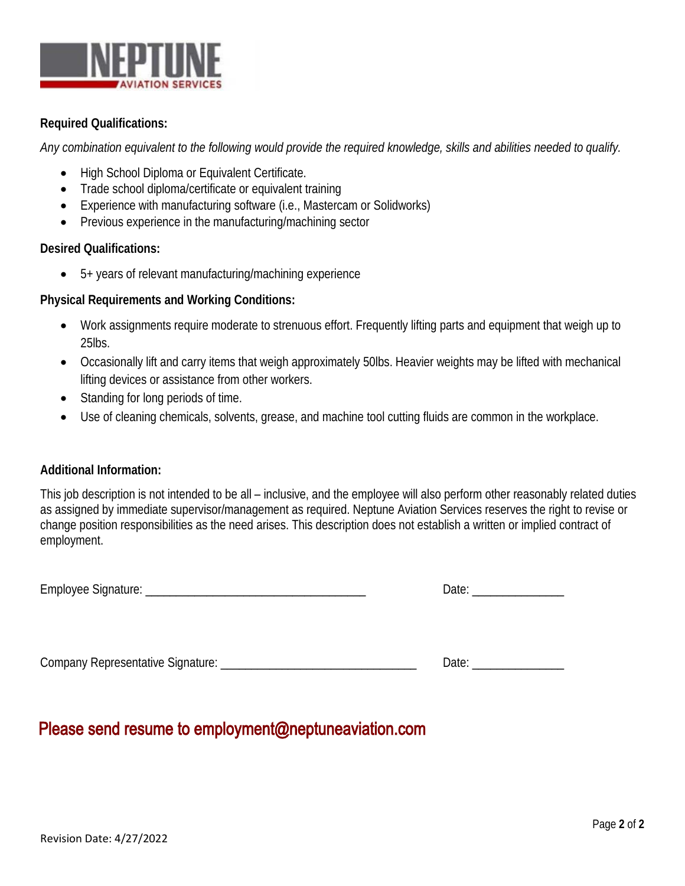**Required Qualifications:**

*Any combination equivalent to the following would provide the required knowledge, skills and abilities needed to qualify.*

- High School Diploma or Equivalent Certificate.
- Trade school diploma/certificate or equivalent training
- Experience with manufacturing software (i.e., Mastercam or Solidworks)
- Previous experience in the manufacturing/machining sector

**Desired Qualifications:**

- 5+ years of relevant manufacturing/machining experience

**Physical Requirements and Working Conditions:**

- Work assignments require moderate to strenuous effort. Frequently lifting parts and equipment that weigh up to 25lbs.
- Occasionally lift and carry items that weigh approximately 50lbs. Heavier weights may be lifted with mechanical lifting devices or assistance from other workers.
- Standing for long periods of time.
- Use of cleaning chemicals, solvents, grease, and machine tool cutting fluids are common in the workplace.

**Additional Information:**

This job description is not intended to be all – inclusive, and the employee will also perform other reasonably related duties as assigned by immediate supervisor/management as required. Neptune Aviation Services reserves the right to revise or change position responsibilities as the need arises. This description does not establish a written or implied contract of employment.

Employee Signature: ___________________________________ Date: ______________

Company Representative Signature: ______________________________ Date: ______________

**Please send resume to employment@neptuneaviation.com**

Revision Date: 4/27/2022